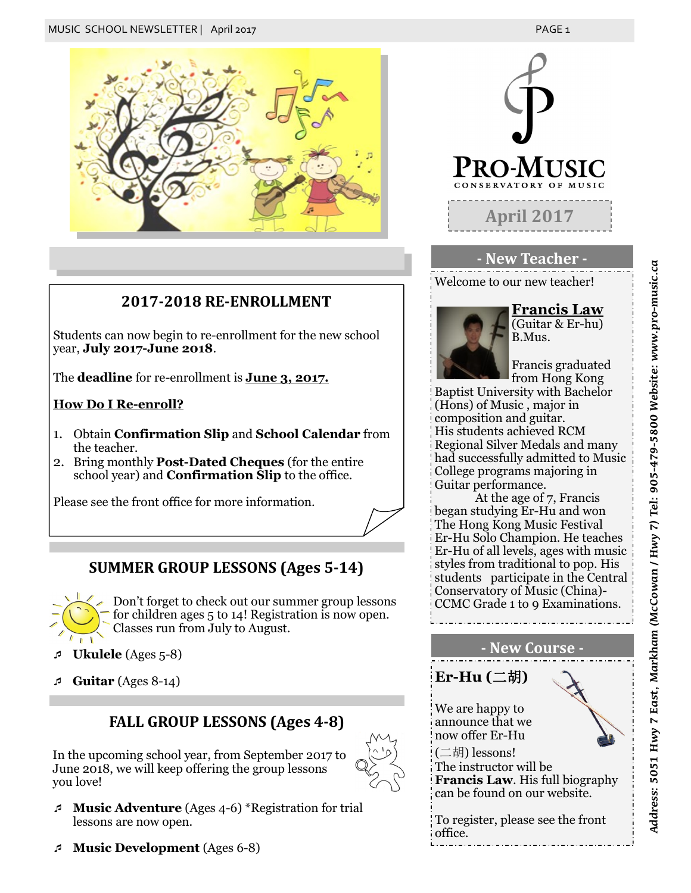PRO-MUSIC
CONSERVATORY OF MUSIC

April 2017

## 2017-2018 RE-ENROLLMENT

Students can now begin to re-enrollment for the new school year, **July 2017-June 2018**.

The **deadline** for re-enrollment is **June 3, 2017.**

**How Do I Re-enroll?**

1. Obtain **Confirmation Slip** and **School Calendar** from the teacher.
2. Bring monthly **Post-Dated Cheques** (for the entire school year) and **Confirmation Slip** to the office.

Please see the front office for more information.

## SUMMER GROUP LESSONS (Ages 5-14)

Don't forget to check out our summer group lessons for children ages 5 to 14! Registration is now open. Classes run from July to August.

- **Ukulele** (Ages 5-8)
- **Guitar** (Ages 8-14)

## FALL GROUP LESSONS (Ages 4-8)

In the upcoming school year, from September 2017 to June 2018, we will keep offering the group lessons you love!

- **Music Adventure** (Ages 4-6) *Registration for trial lessons are now open.
- **Music Development** (Ages 6-8)

## - New Teacher -

Welcome to our new teacher!

**Francis Law**
(Guitar & Er-hu)
B.Mus.

Francis graduated from Hong Kong Baptist University with Bachelor (Hons) of Music , major in composition and guitar. His students achieved RCM Regional Silver Medals and many had successfully admitted to Music College programs majoring in Guitar performance.

At the age of 7, Francis began studying Er-Hu and won The Hong Kong Music Festival Er-Hu Solo Champion. He teaches Er-Hu of all levels, ages with music styles from traditional to pop. His students participate in the Central Conservatory of Music (China)-CCMC Grade 1 to 9 Examinations.

## - New Course -

**Er-Hu (二胡)**

We are happy to announce that we now offer Er-Hu (二胡) lessons!
The instructor will be **Francis Law**. His full biography can be found on our website.

To register, please see the front office.

*Address: 5051 Hwy 7 East, Markham (McCowan / Hwy 7) Tel: 905-479-5800 Website: www.pro-music.ca*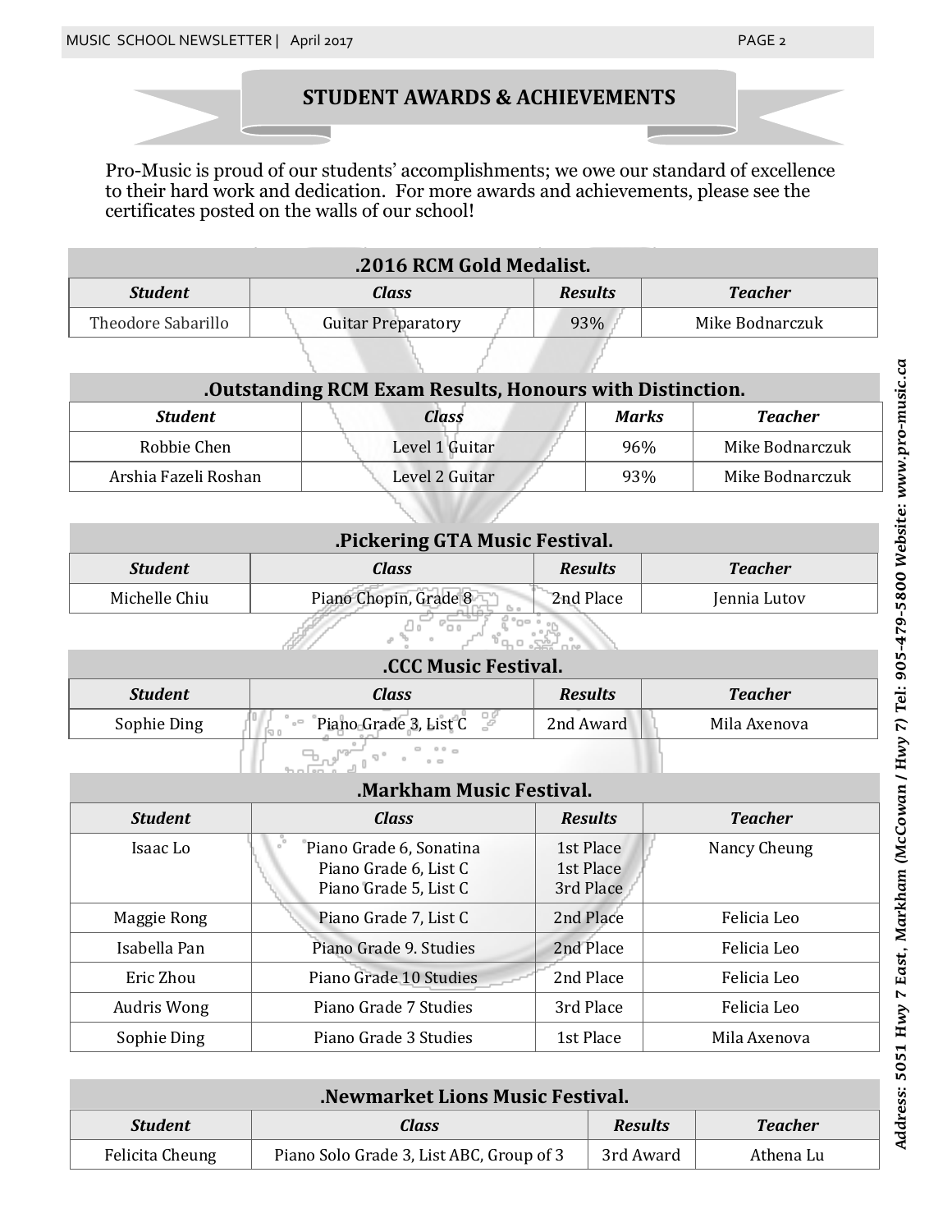## STUDENT AWARDS & ACHIEVEMENTS

Pro-Music is proud of our students' accomplishments; we owe our standard of excellence to their hard work and dedication. For more awards and achievements, please see the certificates posted on the walls of our school!

| .2016 RCM Gold Medalist. | | | |
|---|---|---|---|
| ***Student*** | ***Class*** | ***Results*** | ***Teacher*** |
| Theodore Sabarillo | Guitar Preparatory | 93% | Mike Bodnarczuk |

| .Outstanding RCM Exam Results, Honours with Distinction. | | | |
|---|---|---|---|
| ***Student*** | ***Class*** | ***Marks*** | ***Teacher*** |
| Robbie Chen | Level 1 Guitar | 96% | Mike Bodnarczuk |
| Arshia Fazeli Roshan | Level 2 Guitar | 93% | Mike Bodnarczuk |

| .Pickering GTA Music Festival. | | | |
|---|---|---|---|
| ***Student*** | ***Class*** | ***Results*** | ***Teacher*** |
| Michelle Chiu | Piano Chopin, Grade 8 | 2nd Place | Jennia Lutov |

| .CCC Music Festival. | | | |
|---|---|---|---|
| ***Student*** | ***Class*** | ***Results*** | ***Teacher*** |
| Sophie Ding | Piano Grade 3, List C | 2nd Award | Mila Axenova |

| .Markham Music Festival. | | | |
|---|---|---|---|
| ***Student*** | ***Class*** | ***Results*** | ***Teacher*** |
| Isaac Lo | Piano Grade 6, Sonatina<br>Piano Grade 6, List C<br>Piano Grade 5, List C | 1st Place<br>1st Place<br>3rd Place | Nancy Cheung |
| Maggie Rong | Piano Grade 7, List C | 2nd Place | Felicia Leo |
| Isabella Pan | Piano Grade 9. Studies | 2nd Place | Felicia Leo |
| Eric Zhou | Piano Grade 10 Studies | 2nd Place | Felicia Leo |
| Audris Wong | Piano Grade 7 Studies | 3rd Place | Felicia Leo |
| Sophie Ding | Piano Grade 3 Studies | 1st Place | Mila Axenova |

| .Newmarket Lions Music Festival. | | | |
|---|---|---|---|
| ***Student*** | ***Class*** | ***Results*** | ***Teacher*** |
| Felicita Cheung | Piano Solo Grade 3, List ABC, Group of 3 | 3rd Award | Athena Lu |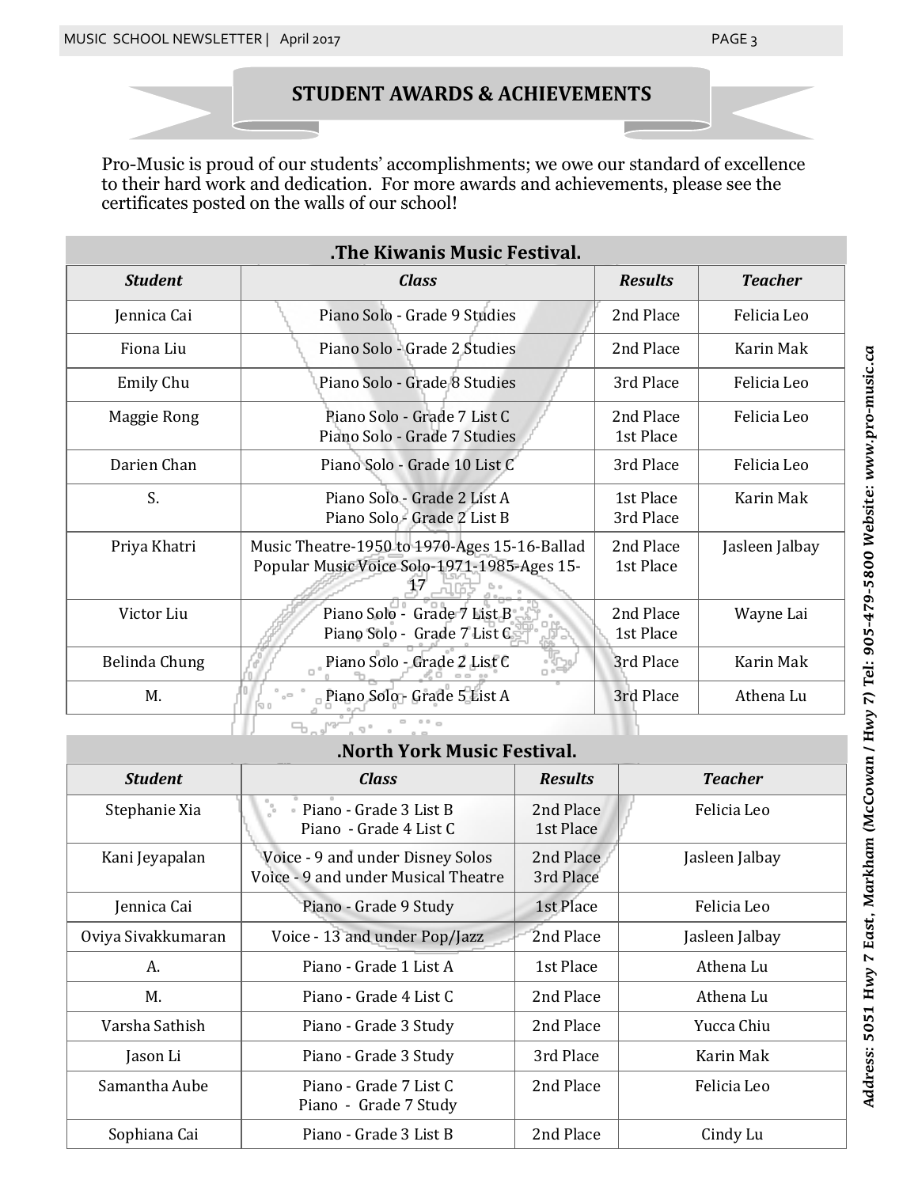## STUDENT AWARDS & ACHIEVEMENTS

Pro-Music is proud of our students' accomplishments; we owe our standard of excellence to their hard work and dedication. For more awards and achievements, please see the certificates posted on the walls of our school!

### .The Kiwanis Music Festival.

| *Student* | *Class* | *Results* | *Teacher* |
|---|---|---|---|
| Jennica Cai | Piano Solo - Grade 9 Studies | 2nd Place | Felicia Leo |
| Fiona Liu | Piano Solo - Grade 2 Studies | 2nd Place | Karin Mak |
| Emily Chu | Piano Solo - Grade 8 Studies | 3rd Place | Felicia Leo |
| Maggie Rong | Piano Solo - Grade 7 List C<br>Piano Solo - Grade 7 Studies | 2nd Place<br>1st Place | Felicia Leo |
| Darien Chan | Piano Solo - Grade 10 List C | 3rd Place | Felicia Leo |
| S. | Piano Solo - Grade 2 List A<br>Piano Solo - Grade 2 List B | 1st Place<br>3rd Place | Karin Mak |
| Priya Khatri | Music Theatre-1950 to 1970-Ages 15-16-Ballad<br>Popular Music Voice Solo-1971-1985-Ages 15-17 | 2nd Place<br>1st Place | Jasleen Jalbay |
| Victor Liu | Piano Solo - Grade 7 List B<br>Piano Solo - Grade 7 List C | 2nd Place<br>1st Place | Wayne Lai |
| Belinda Chung | Piano Solo - Grade 2 List C | 3rd Place | Karin Mak |
| M. | Piano Solo - Grade 5 List A | 3rd Place | Athena Lu |

### .North York Music Festival.

| *Student* | *Class* | *Results* | *Teacher* |
|---|---|---|---|
| Stephanie Xia | Piano - Grade 3 List B<br>Piano - Grade 4 List C | 2nd Place<br>1st Place | Felicia Leo |
| Kani Jeyapalan | Voice - 9 and under Disney Solos<br>Voice - 9 and under Musical Theatre | 2nd Place<br>3rd Place | Jasleen Jalbay |
| Jennica Cai | Piano - Grade 9 Study | 1st Place | Felicia Leo |
| Oviya Sivakkumaran | Voice - 13 and under Pop/Jazz | 2nd Place | Jasleen Jalbay |
| A. | Piano - Grade 1 List A | 1st Place | Athena Lu |
| M. | Piano - Grade 4 List C | 2nd Place | Athena Lu |
| Varsha Sathish | Piano - Grade 3 Study | 2nd Place | Yucca Chiu |
| Jason Li | Piano - Grade 3 Study | 3rd Place | Karin Mak |
| Samantha Aube | Piano - Grade 7 List C<br>Piano - Grade 7 Study | 2nd Place | Felicia Leo |
| Sophiana Cai | Piano - Grade 3 List B | 2nd Place | Cindy Lu |

*Address: 5051 Hwy 7 East, Markham (McCowan / Hwy 7) Tel: 905-479-5800 Website: www.pro-music.ca*